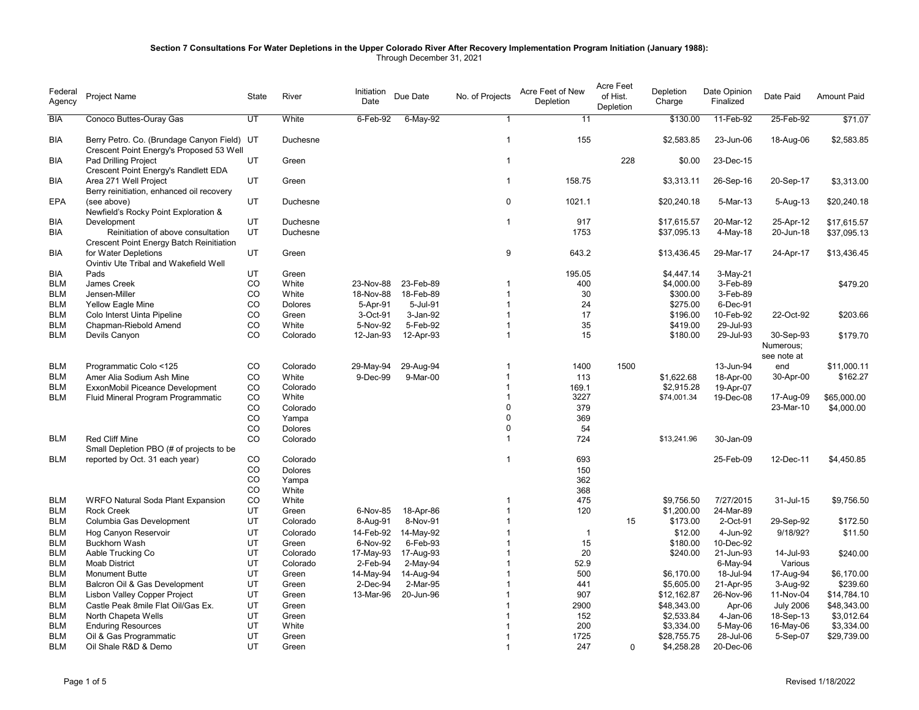**Section 7 Consultations For Water Depletions in the Upper Colorado River After Recovery Implementation Program Initiation (January 1988):**
Through December 31, 2021

| Federal Agency | Project Name | State | River | Initiation Date | Due Date | No. of Projects | Acre Feet of New Depletion | Acre Feet of Hist. Depletion | Depletion Charge | Date Opinion Finalized | Date Paid | Amount Paid |
|---|---|---|---|---|---|---|---|---|---|---|---|---|
| BIA | Conoco Buttes-Ouray Gas | UT | White | 6-Feb-92 | 6-May-92 | 1 | 11 | | $130.00 | 11-Feb-92 | 25-Feb-92 | $71.07 |
| BIA | Berry Petro. Co. (Brundage Canyon Field) | UT | Duchesne | | | 1 | 155 | | $2,583.85 | 23-Jun-06 | 18-Aug-06 | $2,583.85 |
| BIA | Crescent Point Energy's Proposed 53 Well Pad Drilling Project | UT | Green | | | 1 | | 228 | $0.00 | 23-Dec-15 | | |
| BIA | Crescent Point Energy's Randlett EDA Area 271 Well Project | UT | Green | | | 1 | 158.75 | | $3,313.11 | 26-Sep-16 | 20-Sep-17 | $3,313.00 |
| EPA | Berry reinitiation, enhanced oil recovery (see above) | UT | Duchesne | | | 0 | 1021.1 | | $20,240.18 | 5-Mar-13 | 5-Aug-13 | $20,240.18 |
| BIA | Newfield's Rocky Point Exploration & Development | UT | Duchesne | | | 1 | 917 | | $17,615.57 | 20-Mar-12 | 25-Apr-12 | $17,615.57 |
| BIA | Reinitiation of above consultation | UT | Duchesne | | | | 1753 | | $37,095.13 | 4-May-18 | 20-Jun-18 | $37,095.13 |
| BIA | Crescent Point Energy Batch Reinitiation for Water Depletions | UT | Green | | | 9 | 643.2 | | $13,436.45 | 29-Mar-17 | 24-Apr-17 | $13,436.45 |
| BIA | Ovintiv Ute Tribal and Wakefield Well Pads | UT | Green | | | | 195.05 | | $4,447.14 | 3-May-21 | | |
| BLM | James Creek | CO | White | 23-Nov-88 | 23-Feb-89 | 1 | 400 | | $4,000.00 | 3-Feb-89 | | $479.20 |
| BLM | Jensen-Miller | CO | White | 18-Nov-88 | 18-Feb-89 | 1 | 30 | | $300.00 | 3-Feb-89 | | |
| BLM | Yellow Eagle Mine | CO | Dolores | 5-Apr-91 | 5-Jul-91 | 1 | 24 | | $275.00 | 6-Dec-91 | | |
| BLM | Colo Interst Uinta Pipeline | CO | Green | 3-Oct-91 | 3-Jan-92 | 1 | 17 | | $196.00 | 10-Feb-92 | 22-Oct-92 | $203.66 |
| BLM | Chapman-Riebold Amend | CO | White | 5-Nov-92 | 5-Feb-92 | 1 | 35 | | $419.00 | 29-Jul-93 | | |
| BLM | Devils Canyon | CO | Colorado | 12-Jan-93 | 12-Apr-93 | 1 | 15 | | $180.00 | 29-Jul-93 | 30-Sep-93 | $179.70 |
| BLM | Programmatic Colo <125 | CO | Colorado | 29-May-94 | 29-Aug-94 | 1 | 1400 | 1500 | | 13-Jun-94 | Numerous; see note at end | $11,000.11 |
| BLM | Amer Alia Sodium Ash Mine | CO | White | 9-Dec-99 | 9-Mar-00 | 1 | 113 | | $1,622.68 | 18-Apr-00 | 30-Apr-00 | $162.27 |
| BLM | ExxonMobil Piceance Development | CO | Colorado | | | 1 | 169.1 | | $2,915.28 | 19-Apr-07 | | |
| BLM | Fluid Mineral Program Programmatic | CO | White | | | 1 | 3227 | | $74,001.34 | 19-Dec-08 | 17-Aug-09 | $65,000.00 |
| | | CO | Colorado | | | 0 | 379 | | | | 23-Mar-10 | $4,000.00 |
| | | CO | Yampa | | | 0 | 369 | | | | | |
| | | CO | Dolores | | | 0 | 54 | | | | | |
| BLM | Red Cliff Mine | CO | Colorado | | | 1 | 724 | | $13,241.96 | 30-Jan-09 | | |
| BLM | Small Depletion PBO (# of projects to be reported by Oct. 31 each year) | CO | Colorado | | | 1 | 693 | | | 25-Feb-09 | 12-Dec-11 | $4,450.85 |
| | | CO | Dolores | | | | 150 | | | | | |
| | | CO | Yampa | | | | 362 | | | | | |
| | | CO | White | | | | 368 | | | | | |
| BLM | WRFO Natural Soda Plant Expansion | CO | White | | | 1 | 475 | | $9,756.50 | 7/27/2015 | 31-Jul-15 | $9,756.50 |
| BLM | Rock Creek | UT | Green | 6-Nov-85 | 18-Apr-86 | 1 | 120 | | $1,200.00 | 24-Mar-89 | | |
| BLM | Columbia Gas Development | UT | Colorado | 8-Aug-91 | 8-Nov-91 | 1 | | 15 | $173.00 | 2-Oct-91 | 29-Sep-92 | $172.50 |
| BLM | Hog Canyon Reservoir | UT | Colorado | 14-Feb-92 | 14-May-92 | 1 | 1 | | $12.00 | 4-Jun-92 | 9/18/92? | $11.50 |
| BLM | Buckhorn Wash | UT | Green | 6-Nov-92 | 6-Feb-93 | 1 | 15 | | $180.00 | 10-Dec-92 | | |
| BLM | Aable Trucking Co | UT | Colorado | 17-May-93 | 17-Aug-93 | 1 | 20 | | $240.00 | 21-Jun-93 | 14-Jul-93 | $240.00 |
| BLM | Moab District | UT | Colorado | 2-Feb-94 | 2-May-94 | 1 | 52.9 | | | 6-May-94 | Various | |
| BLM | Monument Butte | UT | Green | 14-May-94 | 14-Aug-94 | 1 | 500 | | $6,170.00 | 18-Jul-94 | 17-Aug-94 | $6,170.00 |
| BLM | Balcron Oil & Gas Development | UT | Green | 2-Dec-94 | 2-Mar-95 | 1 | 441 | | $5,605.00 | 21-Apr-95 | 3-Aug-92 | $239.60 |
| BLM | Lisbon Valley Copper Project | UT | Green | 13-Mar-96 | 20-Jun-96 | 1 | 907 | | $12,162.87 | 26-Nov-96 | 11-Nov-04 | $14,784.10 |
| BLM | Castle Peak 8mile Flat Oil/Gas Ex. | UT | Green | | | 1 | 2900 | | $48,343.00 | Apr-06 | July 2006 | $48,343.00 |
| BLM | North Chapeta Wells | UT | Green | | | 1 | 152 | | $2,533.84 | 4-Jan-06 | 18-Sep-13 | $3,012.64 |
| BLM | Enduring Resources | UT | White | | | 1 | 200 | | $3,334.00 | 5-May-06 | 16-May-06 | $3,334.00 |
| BLM | Oil & Gas Programmatic | UT | Green | | | 1 | 1725 | | $28,755.75 | 28-Jul-06 | 5-Sep-07 | $29,739.00 |
| BLM | Oil Shale R&D & Demo | UT | Green | | | 1 | 247 | 0 | $4,258.28 | 20-Dec-06 | | |

Revised 1/18/2022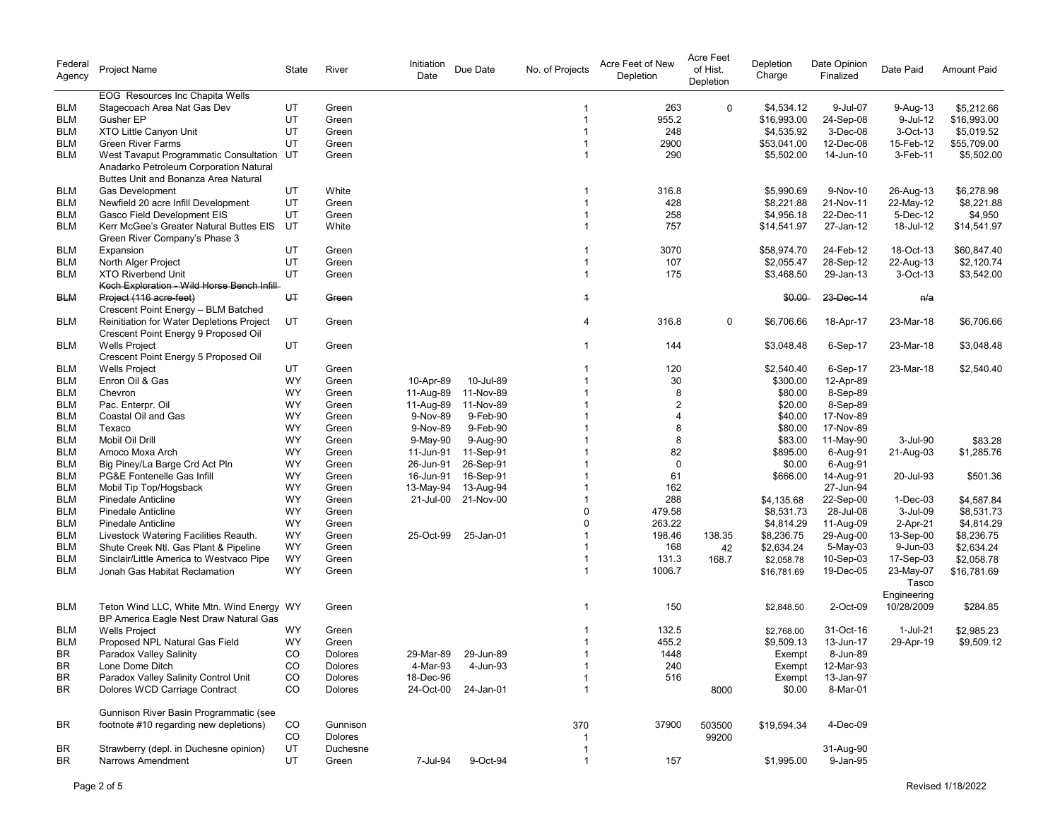| Federal Agency | Project Name | State | River | Initiation Date | Due Date | No. of Projects | Acre Feet of New Depletion | Acre Feet of Hist. Depletion | Depletion Charge | Date Opinion Finalized | Date Paid | Amount Paid |
|---|---|---|---|---|---|---|---|---|---|---|---|---|
| BLM | EOG Resources Inc Chapita Wells Stagecoach Area Nat Gas Dev | UT | Green | | | 1 | 263 | 0 | $4,534.12 | 9-Jul-07 | 9-Aug-13 | $5,212.66 |
| BLM | Gusher EP | UT | Green | | | 1 | 955.2 | | $16,993.00 | 24-Sep-08 | 9-Jul-12 | $16,993.00 |
| BLM | XTO Little Canyon Unit | UT | Green | | | 1 | 248 | | $4,535.92 | 3-Dec-08 | 3-Oct-13 | $5,019.52 |
| BLM | Green River Farms | UT | Green | | | 1 | 2900 | | $53,041.00 | 12-Dec-08 | 15-Feb-12 | $55,709.00 |
| BLM | West Tavaput Programmatic Consultation | UT | Green | | | 1 | 290 | | $5,502.00 | 14-Jun-10 | 3-Feb-11 | $5,502.00 |
| BLM | Anadarko Petroleum Corporation Natural Buttes Unit and Bonanza Area Natural Gas Development | UT | White | | | 1 | 316.8 | | $5,990.69 | 9-Nov-10 | 26-Aug-13 | $6,278.98 |
| BLM | Newfield 20 acre Infill Development | UT | Green | | | 1 | 428 | | $8,221.88 | 21-Nov-11 | 22-May-12 | $8,221.88 |
| BLM | Gasco Field Development EIS | UT | Green | | | 1 | 258 | | $4,956.18 | 22-Dec-11 | 5-Dec-12 | $4,950 |
| BLM | Kerr McGee's Greater Natural Buttes EIS | UT | White | | | 1 | 757 | | $14,541.97 | 27-Jan-12 | 18-Jul-12 | $14,541.97 |
| BLM | Green River Company's Phase 3 Expansion | UT | Green | | | 1 | 3070 | | $58,974.70 | 24-Feb-12 | 18-Oct-13 | $60,847.40 |
| BLM | North Alger Project | UT | Green | | | 1 | 107 | | $2,055.47 | 28-Sep-12 | 22-Aug-13 | $2,120.74 |
| BLM | XTO Riverbend Unit | UT | Green | | | 1 | 175 | | $3,468.50 | 29-Jan-13 | 3-Oct-13 | $3,542.00 |
| ~~BLM~~ | ~~Koch Exploration - Wild Horse Bench Infill Project (116 acre-feet)~~ | ~~UT~~ | ~~Green~~ | | | ~~1~~ | | | ~~$0.00~~ | ~~23-Dec-14~~ | ~~n/a~~ | |
| BLM | Crescent Point Energy – BLM Batched Reinitiation for Water Depletions Project | UT | Green | | | 4 | 316.8 | 0 | $6,706.66 | 18-Apr-17 | 23-Mar-18 | $6,706.66 |
| BLM | Crescent Point Energy 9 Proposed Oil Wells Project | UT | Green | | | 1 | 144 | | $3,048.48 | 6-Sep-17 | 23-Mar-18 | $3,048.48 |
| BLM | Crescent Point Energy 5 Proposed Oil Wells Project | UT | Green | | | 1 | 120 | | $2,540.40 | 6-Sep-17 | 23-Mar-18 | $2,540.40 |
| BLM | Enron Oil & Gas | WY | Green | 10-Apr-89 | 10-Jul-89 | 1 | 30 | | $300.00 | 12-Apr-89 | | |
| BLM | Chevron | WY | Green | 11-Aug-89 | 11-Nov-89 | 1 | 8 | | $80.00 | 8-Sep-89 | | |
| BLM | Pac. Enterpr. Oil | WY | Green | 11-Aug-89 | 11-Nov-89 | 1 | 2 | | $20.00 | 8-Sep-89 | | |
| BLM | Coastal Oil and Gas | WY | Green | 9-Nov-89 | 9-Feb-90 | 1 | 4 | | $40.00 | 17-Nov-89 | | |
| BLM | Texaco | WY | Green | 9-Nov-89 | 9-Feb-90 | 1 | 8 | | $80.00 | 17-Nov-89 | | |
| BLM | Mobil Oil Drill | WY | Green | 9-May-90 | 9-Aug-90 | 1 | 8 | | $83.00 | 11-May-90 | 3-Jul-90 | $83.28 |
| BLM | Amoco Moxa Arch | WY | Green | 11-Jun-91 | 11-Sep-91 | 1 | 82 | | $895.00 | 6-Aug-91 | 21-Aug-03 | $1,285.76 |
| BLM | Big Piney/La Barge Crd Act Pln | WY | Green | 26-Jun-91 | 26-Sep-91 | 1 | 0 | | $0.00 | 6-Aug-91 | | |
| BLM | PG&E Fontenelle Gas Infill | WY | Green | 16-Jun-91 | 16-Sep-91 | 1 | 61 | | $666.00 | 14-Aug-91 | 20-Jul-93 | $501.36 |
| BLM | Mobil Tip Top/Hogsback | WY | Green | 13-May-94 | 13-Aug-94 | 1 | 162 | | | 27-Jun-94 | | |
| BLM | Pinedale Anticline | WY | Green | 21-Jul-00 | 21-Nov-00 | 1 | 288 | | $4,135.68 | 22-Sep-00 | 1-Dec-03 | $4,587.84 |
| BLM | Pinedale Anticline | WY | Green | | | 0 | 479.58 | | $8,531.73 | 28-Jul-08 | 3-Jul-09 | $8,531.73 |
| BLM | Pinedale Anticline | WY | Green | | | 0 | 263.22 | | $4,814.29 | 11-Aug-09 | 2-Apr-21 | $4,814.29 |
| BLM | Livestock Watering Facilities Reauth. | WY | Green | 25-Oct-99 | 25-Jan-01 | 1 | 198.46 | 138.35 | $8,236.75 | 29-Aug-00 | 13-Sep-00 | $8,236.75 |
| BLM | Shute Creek Ntl. Gas Plant & Pipeline | WY | Green | | | 1 | 168 | 42 | $2,634.24 | 5-May-03 | 9-Jun-03 | $2,634.24 |
| BLM | Sinclair/Little America to Westvaco Pipe | WY | Green | | | 1 | 131.3 | 168.7 | $2,058.78 | 10-Sep-03 | 17-Sep-03 | $2,058.78 |
| BLM | Jonah Gas Habitat Reclamation | WY | Green | | | 1 | 1006.7 | | $16,781.69 | 19-Dec-05 | 23-May-07 | $16,781.69 |
| BLM | Teton Wind LLC, White Mtn. Wind Energy | WY | Green | | | 1 | 150 | | $2,848.50 | 2-Oct-09 | Tasco Engineering 10/28/2009 | $284.85 |
| BLM | BP America Eagle Nest Draw Natural Gas Wells Project | WY | Green | | | 1 | 132.5 | | $2,768.00 | 31-Oct-16 | 1-Jul-21 | $2,985.23 |
| BLM | Proposed NPL Natural Gas Field | WY | Green | | | 1 | 455.2 | | $9,509.13 | 13-Jun-17 | 29-Apr-19 | $9,509.12 |
| BR | Paradox Valley Salinity | CO | Dolores | 29-Mar-89 | 29-Jun-89 | 1 | 1448 | | Exempt | 8-Jun-89 | | |
| BR | Lone Dome Ditch | CO | Dolores | 4-Mar-93 | 4-Jun-93 | 1 | 240 | | Exempt | 12-Mar-93 | | |
| BR | Paradox Valley Salinity Control Unit | CO | Dolores | 18-Dec-96 | | 1 | 516 | | Exempt | 13-Jan-97 | | |
| BR | Dolores WCD Carriage Contract | CO | Dolores | 24-Oct-00 | 24-Jan-01 | 1 | | 8000 | $0.00 | 8-Mar-01 | | |
| BR | Gunnison River Basin Programmatic (see footnote #10 regarding new depletions) | CO | Gunnison | | | 370 | 37900 | 503500 | $19,594.34 | 4-Dec-09 | | |
| | | CO | Dolores | | | 1 | | 99200 | | | | |
| BR | Strawberry (depl. in Duchesne opinion) | UT | Duchesne | | | 1 | | | | 31-Aug-90 | | |
| BR | Narrows Amendment | UT | Green | 7-Jul-94 | 9-Oct-94 | 1 | 157 | | $1,995.00 | 9-Jan-95 | | |

Revised 1/18/2022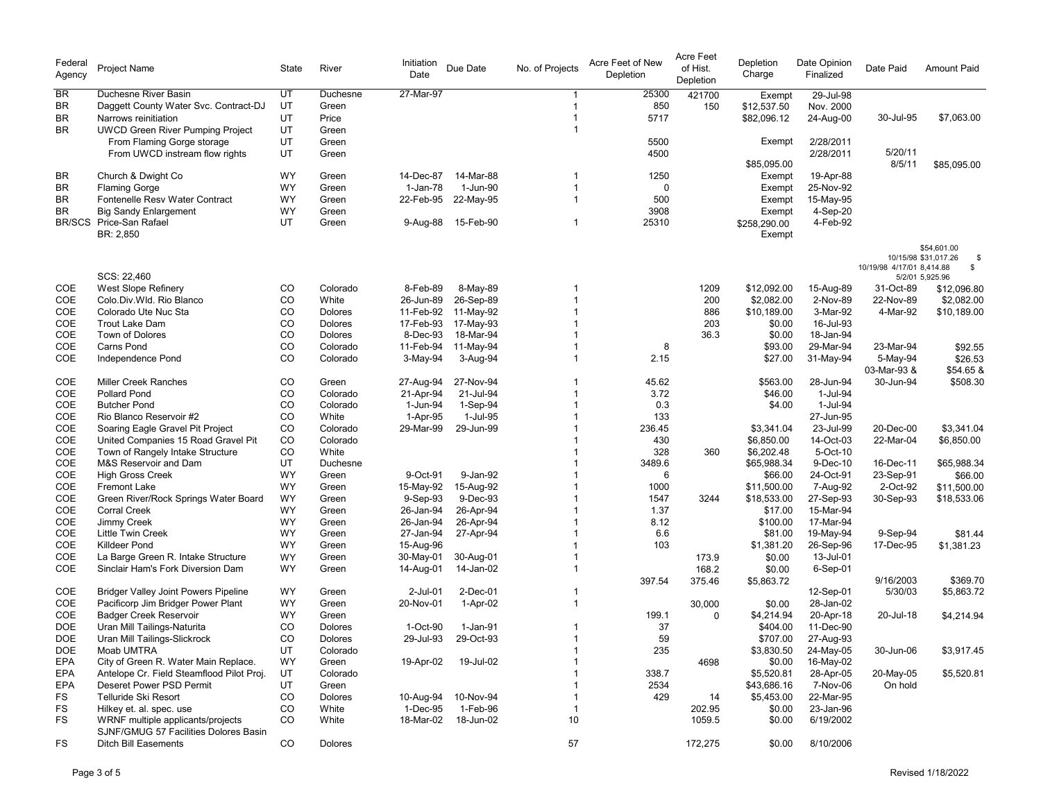| Federal Agency | Project Name | State | River | Initiation Date | Due Date | No. of Projects | Acre Feet of New Depletion | Acre Feet of Hist. Depletion | Depletion Charge | Date Opinion Finalized | Date Paid | Amount Paid |
|---|---|---|---|---|---|---|---|---|---|---|---|---|
| BR | Duchesne River Basin | UT | Duchesne | 27-Mar-97 | | 1 | 25300 | 421700 | Exempt | 29-Jul-98 | | |
| BR | Daggett County Water Svc. Contract-DJ | UT | Green | | | 1 | 850 | 150 | $12,537.50 | Nov. 2000 | | |
| BR | Narrows reinitiation | UT | Price | | | 1 | 5717 | | $82,096.12 | 24-Aug-00 | 30-Jul-95 | $7,063.00 |
| BR | UWCD Green River Pumping Project | UT | Green | | | 1 | | | | | | |
| | From Flaming Gorge storage | UT | Green | | | | 5500 | | Exempt | 2/28/2011 | | |
| | From UWCD instream flow rights | UT | Green | | | | 4500 | | | 2/28/2011 | 5/20/11 | |
| | | | | | | | | | $85,095.00 | | 8/5/11 | $85,095.00 |
| BR | Church & Dwight Co | WY | Green | 14-Dec-87 | 14-Mar-88 | 1 | 1250 | | Exempt | 19-Apr-88 | | |
| BR | Flaming Gorge | WY | Green | 1-Jan-78 | 1-Jun-90 | 1 | 0 | | Exempt | 25-Nov-92 | | |
| BR | Fontenelle Resv Water Contract | WY | Green | 22-Feb-95 | 22-May-95 | 1 | 500 | | Exempt | 15-May-95 | | |
| BR | Big Sandy Enlargement | WY | Green | | | | 3908 | | Exempt | 4-Sep-20 | | |
| BR/SCS | Price-San Rafael | UT | Green | 9-Aug-88 | 15-Feb-90 | 1 | 25310 | | $258,290.00 | 4-Feb-92 | | |
| | BR: 2,850 | | | | | | | | Exempt | | | |
| | SCS: 22,460 | | | | | | | | | | 10/15/98 10/19/98 4/17/01 5/2/01 | $54,601.00 $31,017.26 $ 8,414.88 $ 5,925.96 |
| COE | West Slope Refinery | CO | Colorado | 8-Feb-89 | 8-May-89 | 1 | | 1209 | $12,092.00 | 15-Aug-89 | 31-Oct-89 | $12,096.80 |
| COE | Colo.Div.Wld. Rio Blanco | CO | White | 26-Jun-89 | 26-Sep-89 | 1 | | 200 | $2,082.00 | 2-Nov-89 | 22-Nov-89 | $2,082.00 |
| COE | Colorado Ute Nuc Sta | CO | Dolores | 11-Feb-92 | 11-May-92 | 1 | | 886 | $10,189.00 | 3-Mar-92 | 4-Mar-92 | $10,189.00 |
| COE | Trout Lake Dam | CO | Dolores | 17-Feb-93 | 17-May-93 | 1 | | 203 | $0.00 | 16-Jul-93 | | |
| COE | Town of Dolores | CO | Dolores | 8-Dec-93 | 18-Mar-94 | 1 | | 36.3 | $0.00 | 18-Jan-94 | | |
| COE | Carns Pond | CO | Colorado | 11-Feb-94 | 11-May-94 | 1 | 8 | | $93.00 | 29-Mar-94 | 23-Mar-94 | $92.55 |
| COE | Independence Pond | CO | Colorado | 3-May-94 | 3-Aug-94 | 1 | 2.15 | | $27.00 | 31-May-94 | 5-May-94 | $26.53 |
| COE | Miller Creek Ranches | CO | Green | 27-Aug-94 | 27-Nov-94 | 1 | 45.62 | | $563.00 | 28-Jun-94 | 03-Mar-93 & 30-Jun-94 | $54.65 & $508.30 |
| COE | Pollard Pond | CO | Colorado | 21-Apr-94 | 21-Jul-94 | 1 | 3.72 | | $46.00 | 1-Jul-94 | | |
| COE | Butcher Pond | CO | Colorado | 1-Jun-94 | 1-Sep-94 | 1 | 0.3 | | $4.00 | 1-Jul-94 | | |
| COE | Rio Blanco Reservoir #2 | CO | White | 1-Apr-95 | 1-Jul-95 | 1 | 133 | | | 27-Jun-95 | | |
| COE | Soaring Eagle Gravel Pit Project | CO | Colorado | 29-Mar-99 | 29-Jun-99 | 1 | 236.45 | | $3,341.04 | 23-Jul-99 | 20-Dec-00 | $3,341.04 |
| COE | United Companies 15 Road Gravel Pit | CO | Colorado | | | 1 | 430 | | $6,850.00 | 14-Oct-03 | 22-Mar-04 | $6,850.00 |
| COE | Town of Rangely Intake Structure | CO | White | | | 1 | 328 | 360 | $6,202.48 | 5-Oct-10 | | |
| COE | M&S Reservoir and Dam | UT | Duchesne | | | 1 | 3489.6 | | $65,988.34 | 9-Dec-10 | 16-Dec-11 | $65,988.34 |
| COE | High Gross Creek | WY | Green | 9-Oct-91 | 9-Jan-92 | 1 | 6 | | $66.00 | 24-Oct-91 | 23-Sep-91 | $66.00 |
| COE | Fremont Lake | WY | Green | 15-May-92 | 15-Aug-92 | 1 | 1000 | | $11,500.00 | 7-Aug-92 | 2-Oct-92 | $11,500.00 |
| COE | Green River/Rock Springs Water Board | WY | Green | 9-Sep-93 | 9-Dec-93 | 1 | 1547 | 3244 | $18,533.00 | 27-Sep-93 | 30-Sep-93 | $18,533.06 |
| COE | Corral Creek | WY | Green | 26-Jan-94 | 26-Apr-94 | 1 | 1.37 | | $17.00 | 15-Mar-94 | | |
| COE | Jimmy Creek | WY | Green | 26-Jan-94 | 26-Apr-94 | 1 | 8.12 | | $100.00 | 17-Mar-94 | | |
| COE | Little Twin Creek | WY | Green | 27-Jan-94 | 27-Apr-94 | 1 | 6.6 | | $81.00 | 19-May-94 | 9-Sep-94 | $81.44 |
| COE | Killdeer Pond | WY | Green | 15-Aug-96 | | 1 | 103 | | $1,381.20 | 26-Sep-96 | 17-Dec-95 | $1,381.23 |
| COE | La Barge Green R. Intake Structure | WY | Green | 30-May-01 | 30-Aug-01 | 1 | | 173.9 | $0.00 | 13-Jul-01 | | |
| COE | Sinclair Ham's Fork Diversion Dam | WY | Green | 14-Aug-01 | 14-Jan-02 | 1 | | 168.2 | $0.00 | 6-Sep-01 | | |
| | | | | | | | 397.54 | 375.46 | $5,863.72 | | 9/16/2003 | $369.70 |
| COE | Bridger Valley Joint Powers Pipeline | WY | Green | 2-Jul-01 | 2-Dec-01 | 1 | | | | 12-Sep-01 | 5/30/03 | $5,863.72 |
| COE | Pacificorp Jim Bridger Power Plant | WY | Green | 20-Nov-01 | 1-Apr-02 | 1 | | 30,000 | $0.00 | 28-Jan-02 | | |
| COE | Badger Creek Reservoir | WY | Green | | | | 199.1 | 0 | $4,214.94 | 20-Apr-18 | 20-Jul-18 | $4,214.94 |
| DOE | Uran Mill Tailings-Naturita | CO | Dolores | 1-Oct-90 | 1-Jan-91 | 1 | 37 | | $404.00 | 11-Dec-90 | | |
| DOE | Uran Mill Tailings-Slickrock | CO | Dolores | 29-Jul-93 | 29-Oct-93 | 1 | 59 | | $707.00 | 27-Aug-93 | | |
| DOE | Moab UMTRA | UT | Colorado | | | 1 | 235 | | $3,830.50 | 24-May-05 | 30-Jun-06 | $3,917.45 |
| EPA | City of Green R. Water Main Replace. | WY | Green | 19-Apr-02 | 19-Jul-02 | 1 | | 4698 | $0.00 | 16-May-02 | | |
| EPA | Antelope Cr. Field Steamflood Pilot Proj. | UT | Colorado | | | 1 | 338.7 | | $5,520.81 | 28-Apr-05 | 20-May-05 | $5,520.81 |
| EPA | Deseret Power PSD Permit | UT | Green | | | 1 | 2534 | | $43,686.16 | 7-Nov-06 | On hold | |
| FS | Telluride Ski Resort | CO | Dolores | 10-Aug-94 | 10-Nov-94 | 1 | 429 | 14 | $5,453.00 | 22-Mar-95 | | |
| FS | Hilkey et. al. spec. use | CO | White | 1-Dec-95 | 1-Feb-96 | 1 | | 202.95 | $0.00 | 23-Jan-96 | | |
| FS | WRNF multiple applicants/projects | CO | White | 18-Mar-02 | 18-Jun-02 | 10 | | 1059.5 | $0.00 | 6/19/2002 | | |
| FS | SJNF/GMUG 57 Facilities Dolores Basin Ditch Bill Easements | CO | Dolores | | | 57 | | 172,275 | $0.00 | 8/10/2006 | | |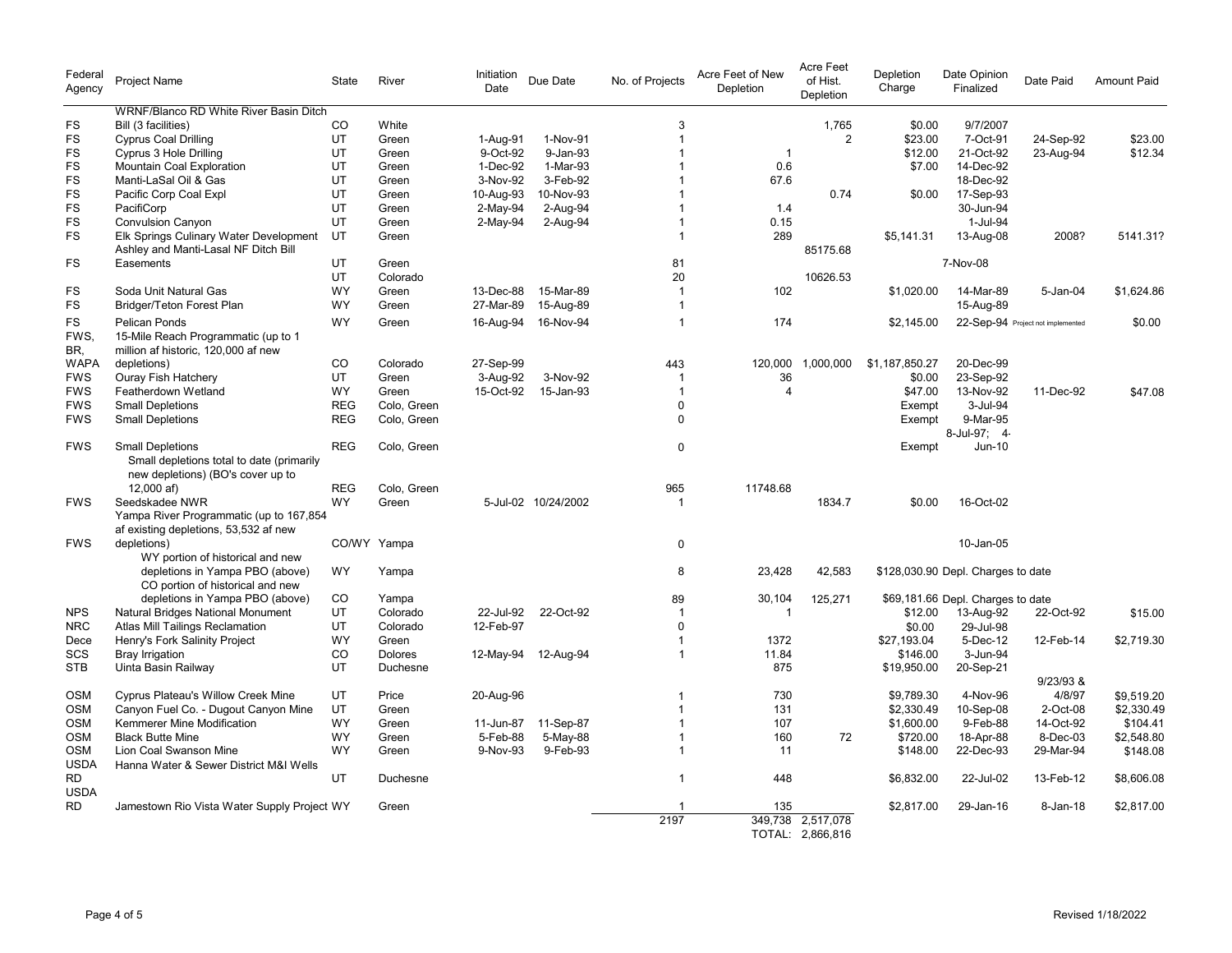| Federal Agency | Project Name | State | River | Initiation Date | Due Date | No. of Projects | Acre Feet of New Depletion | Acre Feet of Hist. Depletion | Depletion Charge | Date Opinion Finalized | Date Paid | Amount Paid |
|---|---|---|---|---|---|---|---|---|---|---|---|---|
| FS | WRNF/Blanco RD White River Basin Ditch Bill (3 facilities) | CO | White | | | 3 | | 1,765 | $0.00 | 9/7/2007 | | |
| FS | Cyprus Coal Drilling | UT | Green | 1-Aug-91 | 1-Nov-91 | 1 | | 2 | $23.00 | 7-Oct-91 | 24-Sep-92 | $23.00 |
| FS | Cyprus 3 Hole Drilling | UT | Green | 9-Oct-92 | 9-Jan-93 | 1 | 1 | | $12.00 | 21-Oct-92 | 23-Aug-94 | $12.34 |
| FS | Mountain Coal Exploration | UT | Green | 1-Dec-92 | 1-Mar-93 | 1 | 0.6 | | $7.00 | 14-Dec-92 | | |
| FS | Manti-LaSal Oil & Gas | UT | Green | 3-Nov-92 | 3-Feb-92 | 1 | 67.6 | | | 18-Dec-92 | | |
| FS | Pacific Corp Coal Expl | UT | Green | 10-Aug-93 | 10-Nov-93 | 1 | | 0.74 | $0.00 | 17-Sep-93 | | |
| FS | PacifiCorp | UT | Green | 2-May-94 | 2-Aug-94 | 1 | 1.4 | | | 30-Jun-94 | | |
| FS | Convulsion Canyon | UT | Green | 2-May-94 | 2-Aug-94 | 1 | 0.15 | | | 1-Jul-94 | | |
| FS | Elk Springs Culinary Water Development | UT | Green | | | 1 | 289 | | $5,141.31 | 13-Aug-08 | 2008? | 5141.31? |
| FS | Ashley and Manti-Lasal NF Ditch Bill Easements | UT | Green | | | 81 | | 85175.68 | | 7-Nov-08 | | |
| | | UT | Colorado | | | 20 | | 10626.53 | | | | |
| FS | Soda Unit Natural Gas | WY | Green | 13-Dec-88 | 15-Mar-89 | 1 | 102 | | $1,020.00 | 14-Mar-89 | 5-Jan-04 | $1,624.86 |
| FS | Bridger/Teton Forest Plan | WY | Green | 27-Mar-89 | 15-Aug-89 | 1 | | | | 15-Aug-89 | | |
| FS | Pelican Ponds | WY | Green | 16-Aug-94 | 16-Nov-94 | 1 | 174 | | $2,145.00 | 22-Sep-94 | Project not implemented | $0.00 |
| FWS, BR, WAPA | 15-Mile Reach Programmatic (up to 1 million af historic, 120,000 af new depletions) | CO | Colorado | 27-Sep-99 | | 443 | 120,000 | 1,000,000 | $1,187,850.27 | 20-Dec-99 | | |
| FWS | Ouray Fish Hatchery | UT | Green | 3-Aug-92 | 3-Nov-92 | 1 | 36 | | $0.00 | 23-Sep-92 | | |
| FWS | Featherdown Wetland | WY | Green | 15-Oct-92 | 15-Jan-93 | 1 | 4 | | $47.00 | 13-Nov-92 | 11-Dec-92 | $47.08 |
| FWS | Small Depletions | REG | Colo, Green | | | 0 | | | Exempt | 3-Jul-94 | | |
| FWS | Small Depletions | REG | Colo, Green | | | 0 | | | Exempt | 9-Mar-95 | | |
| FWS | Small Depletions | REG | Colo, Green | | | 0 | | | Exempt | 8-Jul-97; 4-Jun-10 | | |
| | Small depletions total to date (primarily new depletions) (BO's cover up to 12,000 af) | REG | Colo, Green | | | 965 | 11748.68 | | | | | |
| FWS | Seedskadee NWR | WY | Green | 5-Jul-02 | 10/24/2002 | 1 | | 1834.7 | $0.00 | 16-Oct-02 | | |
| FWS | Yampa River Programmatic (up to 167,854 af existing depletions, 53,532 af new depletions) | CO/WY | Yampa | | | 0 | | | | 10-Jan-05 | | |
| | WY portion of historical and new depletions in Yampa PBO (above) | WY | Yampa | | | 8 | 23,428 | 42,583 | $128,030.90 Depl. Charges to date | | | |
| | CO portion of historical and new depletions in Yampa PBO (above) | CO | Yampa | | | 89 | 30,104 | 125,271 | $69,181.66 Depl. Charges to date | | | |
| NPS | Natural Bridges National Monument | UT | Colorado | 22-Jul-92 | 22-Oct-92 | 1 | 1 | | $12.00 | 13-Aug-92 | 22-Oct-92 | $15.00 |
| NRC | Atlas Mill Tailings Reclamation | UT | Colorado | 12-Feb-97 | | 0 | | | $0.00 | 29-Jul-98 | | |
| Dece | Henry's Fork Salinity Project | WY | Green | | | 1 | 1372 | | $27,193.04 | 5-Dec-12 | 12-Feb-14 | $2,719.30 |
| SCS | Bray Irrigation | CO | Dolores | 12-May-94 | 12-Aug-94 | 1 | 11.84 | | $146.00 | 3-Jun-94 | | |
| STB | Uinta Basin Railway | UT | Duchesne | | | | 875 | | $19,950.00 | 20-Sep-21 | | |
| OSM | Cyprus Plateau's Willow Creek Mine | UT | Price | 20-Aug-96 | | 1 | 730 | | $9,789.30 | 4-Nov-96 | 9/23/93 & 4/8/97 | $9,519.20 |
| OSM | Canyon Fuel Co. - Dugout Canyon Mine | UT | Green | | | 1 | 131 | | $2,330.49 | 10-Sep-08 | 2-Oct-08 | $2,330.49 |
| OSM | Kemmerer Mine Modification | WY | Green | 11-Jun-87 | 11-Sep-87 | 1 | 107 | | $1,600.00 | 9-Feb-88 | 14-Oct-92 | $104.41 |
| OSM | Black Butte Mine | WY | Green | 5-Feb-88 | 5-May-88 | 1 | 160 | 72 | $720.00 | 18-Apr-88 | 8-Dec-03 | $2,548.80 |
| OSM | Lion Coal Swanson Mine | WY | Green | 9-Nov-93 | 9-Feb-93 | 1 | 11 | | $148.00 | 22-Dec-93 | 29-Mar-94 | $148.08 |
| USDA RD | Hanna Water & Sewer District M&I Wells | UT | Duchesne | | | 1 | 448 | | $6,832.00 | 22-Jul-02 | 13-Feb-12 | $8,606.08 |
| USDA RD | Jamestown Rio Vista Water Supply Project | WY | Green | | | 1 | 135 | | $2,817.00 | 29-Jan-16 | 8-Jan-18 | $2,817.00 |
| | | | | | | 2197 | 349,738 | 2,517,078 | | | | |
| | | | | | | | TOTAL: | 2,866,816 | | | | |

Revised 1/18/2022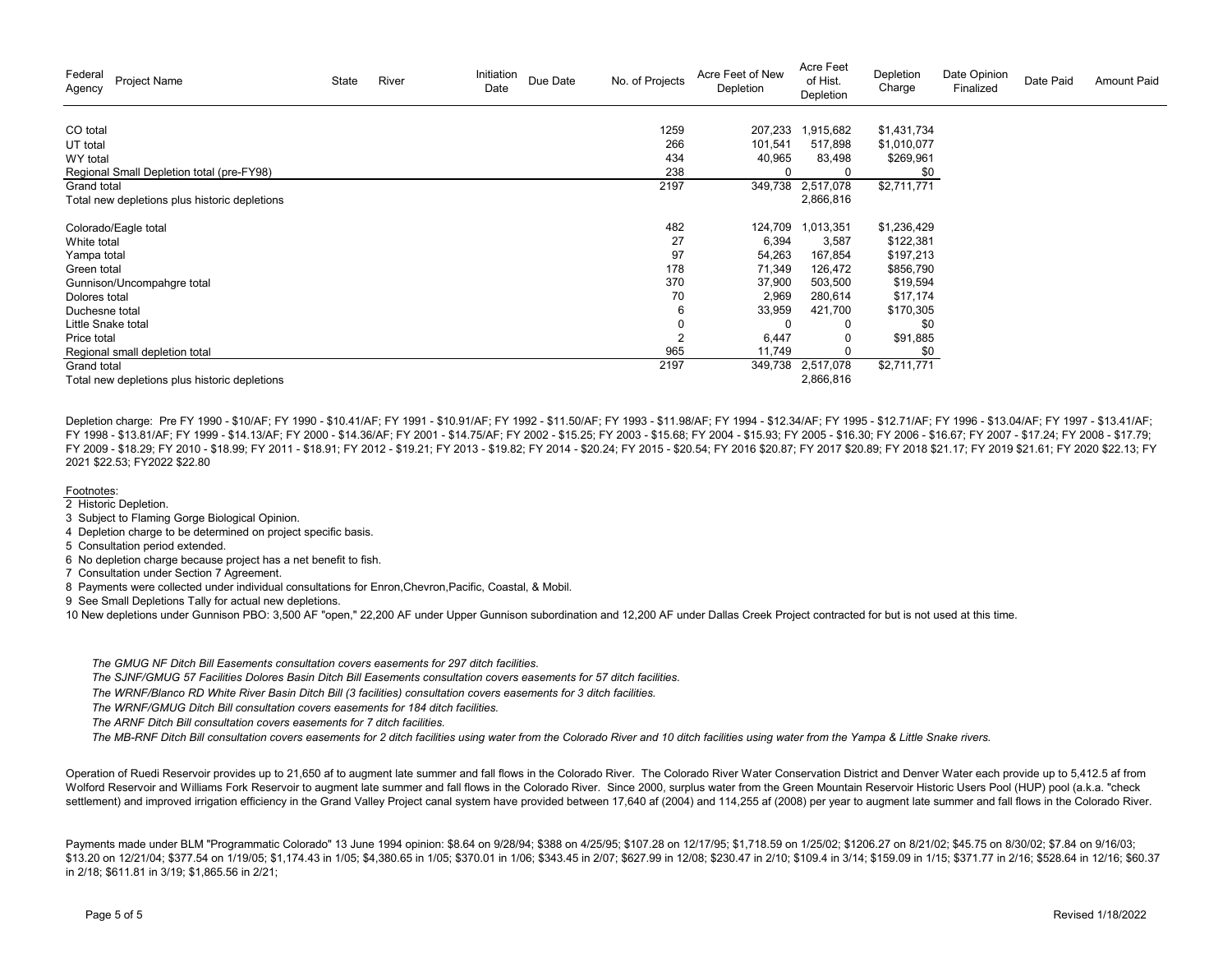| Federal Agency | Project Name | State | River | Initiation Date | Due Date | No. of Projects | Acre Feet of New Depletion | Acre Feet of Hist. Depletion | Depletion Charge | Date Opinion Finalized | Date Paid | Amount Paid |
|---|---|---|---|---|---|---|---|---|---|---|---|---|
| CO total | | | | | | 1259 | 207,233 | 1,915,682 | $1,431,734 | | | |
| UT total | | | | | | 266 | 101,541 | 517,898 | $1,010,077 | | | |
| WY total | | | | | | 434 | 40,965 | 83,498 | $269,961 | | | |
| Regional Small Depletion total (pre-FY98) | | | | | | 238 | 0 | 0 | $0 | | | |
| Grand total | | | | | | 2197 | 349,738 | 2,517,078 | $2,711,771 | | | |
| Total new depletions plus historic depletions | | | | | | | | 2,866,816 | | | | |
| Colorado/Eagle total | | | | | | 482 | 124,709 | 1,013,351 | $1,236,429 | | | |
| White total | | | | | | 27 | 6,394 | 3,587 | $122,381 | | | |
| Yampa total | | | | | | 97 | 54,263 | 167,854 | $197,213 | | | |
| Green total | | | | | | 178 | 71,349 | 126,472 | $856,790 | | | |
| Gunnison/Uncompahgre total | | | | | | 370 | 37,900 | 503,500 | $19,594 | | | |
| Dolores total | | | | | | 70 | 2,969 | 280,614 | $17,174 | | | |
| Duchesne total | | | | | | 6 | 33,959 | 421,700 | $170,305 | | | |
| Little Snake total | | | | | | 0 | 0 | 0 | $0 | | | |
| Price total | | | | | | 2 | 6,447 | 0 | $91,885 | | | |
| Regional small depletion total | | | | | | 965 | 11,749 | 0 | $0 | | | |
| Grand total | | | | | | 2197 | 349,738 | 2,517,078 | $2,711,771 | | | |
| Total new depletions plus historic depletions | | | | | | | | 2,866,816 | | | | |

Depletion charge: Pre FY 1990 - $10/AF; FY 1990 - $10.41/AF; FY 1991 - $10.91/AF; FY 1992 - $11.50/AF; FY 1993 - $11.98/AF; FY 1994 - $12.34/AF; FY 1995 - $12.71/AF; FY 1996 - $13.04/AF; FY 1997 - $13.41/AF; FY 1998 - $13.81/AF; FY 1999 - $14.13/AF; FY 2000 - $14.36/AF; FY 2001 - $14.75/AF; FY 2002 - $15.25; FY 2003 - $15.68; FY 2004 - $15.93; FY 2005 - $16.30; FY 2006 - $16.67; FY 2007 - $17.24; FY 2008 - $17.79; FY 2009 - $18.29; FY 2010 - $18.99; FY 2011 - $18.91; FY 2012 - $19.21; FY 2013 - $19.82; FY 2014 - $20.24; FY 2015 - $20.54; FY 2016 $20.87; FY 2017 $20.89; FY 2018 $21.17; FY 2019 $21.61; FY 2020 $22.13; FY 2021 $22.53; FY2022 $22.80

Footnotes:

2 Historic Depletion.
3 Subject to Flaming Gorge Biological Opinion.
4 Depletion charge to be determined on project specific basis.
5 Consultation period extended.
6 No depletion charge because project has a net benefit to fish.
7 Consultation under Section 7 Agreement.
8 Payments were collected under individual consultations for Enron,Chevron,Pacific, Coastal, & Mobil.
9 See Small Depletions Tally for actual new depletions.
10 New depletions under Gunnison PBO: 3,500 AF "open," 22,200 AF under Upper Gunnison subordination and 12,200 AF under Dallas Creek Project contracted for but is not used at this time.

*The GMUG NF Ditch Bill Easements consultation covers easements for 297 ditch facilities.*
*The SJNF/GMUG 57 Facilities Dolores Basin Ditch Bill Easements consultation covers easements for 57 ditch facilities.*
*The WRNF/Blanco RD White River Basin Ditch Bill (3 facilities) consultation covers easements for 3 ditch facilities.*
*The WRNF/GMUG Ditch Bill consultation covers easements for 184 ditch facilities.*
*The ARNF Ditch Bill consultation covers easements for 7 ditch facilities.*
*The MB-RNF Ditch Bill consultation covers easements for 2 ditch facilities using water from the Colorado River and 10 ditch facilities using water from the Yampa & Little Snake rivers.*

Operation of Ruedi Reservoir provides up to 21,650 af to augment late summer and fall flows in the Colorado River. The Colorado River Water Conservation District and Denver Water each provide up to 5,412.5 af from Wolford Reservoir and Williams Fork Reservoir to augment late summer and fall flows in the Colorado River. Since 2000, surplus water from the Green Mountain Reservoir Historic Users Pool (HUP) pool (a.k.a. "check settlement) and improved irrigation efficiency in the Grand Valley Project canal system have provided between 17,640 af (2004) and 114,255 af (2008) per year to augment late summer and fall flows in the Colorado River.

Payments made under BLM "Programmatic Colorado" 13 June 1994 opinion: $8.64 on 9/28/94; $388 on 4/25/95; $107.28 on 12/17/95; $1,718.59 on 1/25/02; $1206.27 on 8/21/02; $45.75 on 8/30/02; $7.84 on 9/16/03; $13.20 on 12/21/04; $377.54 on 1/19/05; $1,174.43 in 1/05; $4,380.65 in 1/05; $370.01 in 1/06; $343.45 in 2/07; $627.99 in 12/08; $230.47 in 2/10; $109.4 in 3/14; $159.09 in 1/15; $371.77 in 2/16; $528.64 in 12/16; $60.37 in 2/18; $611.81 in 3/19; $1,865.56 in 2/21;

Revised 1/18/2022